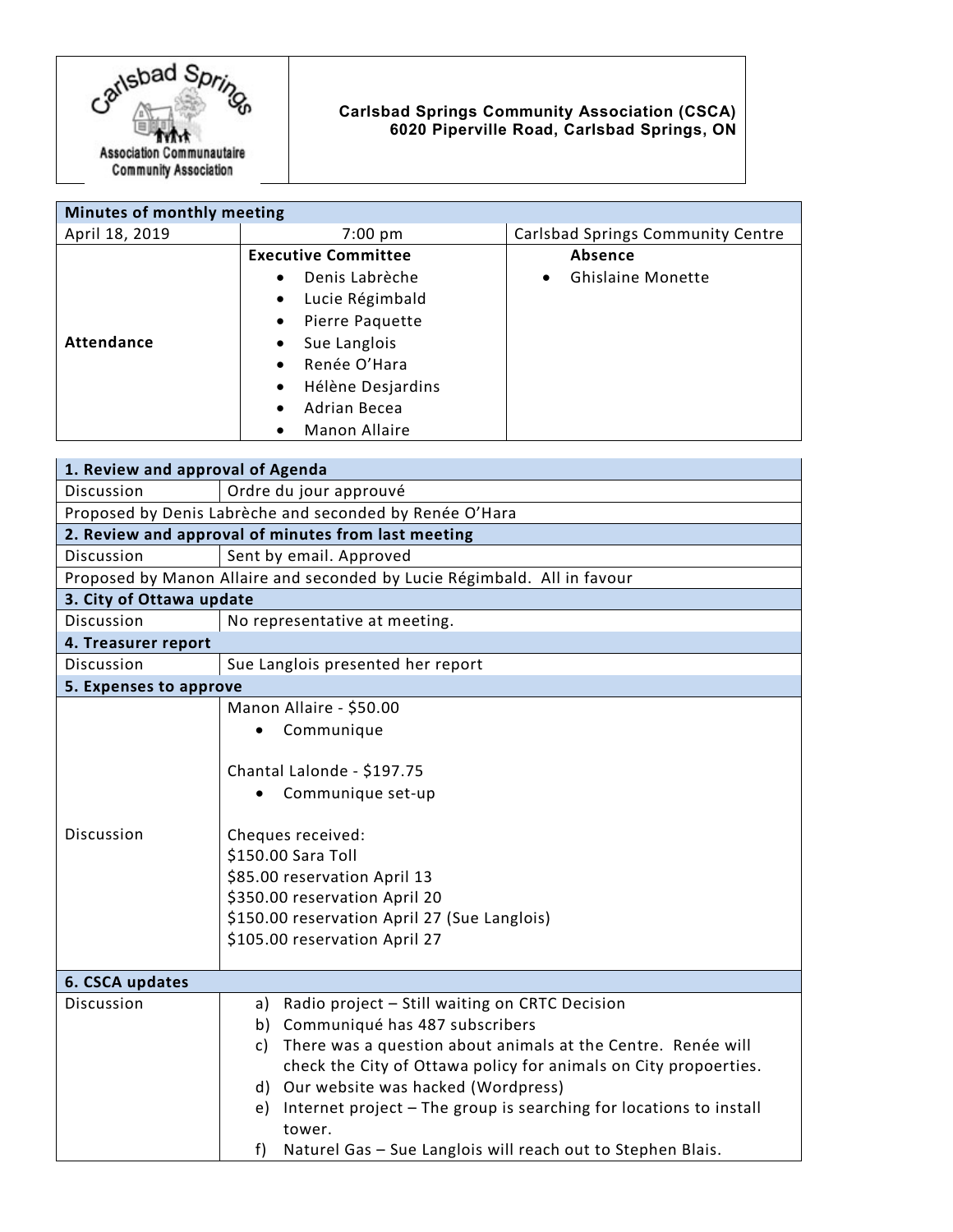Carlsbad Springs Association Communautaire Community Association

**Carlsbad Springs Community Association (CSCA)**
**6020 Piperville Road, Carlsbad Springs, ON**

| **Minutes of monthly meeting** | | |
|---|---|---|
| April 18, 2019 | 7:00 pm | Carlsbad Springs Community Centre |
| **Attendance** | **Executive Committee**<br>• Denis Labrèche<br>• Lucie Régimbald<br>• Pierre Paquette<br>• Sue Langlois<br>• Renée O'Hara<br>• Hélène Desjardins<br>• Adrian Becea<br>• Manon Allaire | **Absence**<br>• Ghislaine Monette |

| **1. Review and approval of Agenda** | |
|---|---|
| Discussion | Ordre du jour approuvé |
| Proposed by Denis Labrèche and seconded by Renée O'Hara | |
| **2. Review and approval of minutes from last meeting** | |
| Discussion | Sent by email. Approved |
| Proposed by Manon Allaire and seconded by Lucie Régimbald. All in favour | |
| **3. City of Ottawa update** | |
| Discussion | No representative at meeting. |
| **4. Treasurer report** | |
| Discussion | Sue Langlois presented her report |
| **5. Expenses to approve** | |
| Discussion | Manon Allaire - $50.00<br>• Communique<br><br>Chantal Lalonde - $197.75<br>• Communique set-up<br><br>Cheques received:<br>$150.00 Sara Toll<br>$85.00 reservation April 13<br>$350.00 reservation April 20<br>$150.00 reservation April 27 (Sue Langlois)<br>$105.00 reservation April 27 |
| **6. CSCA updates** | |
| Discussion | a) Radio project – Still waiting on CRTC Decision<br>b) Communiqué has 487 subscribers<br>c) There was a question about animals at the Centre. Renée will check the City of Ottawa policy for animals on City propoerties.<br>d) Our website was hacked (Wordpress)<br>e) Internet project – The group is searching for locations to install tower.<br>f) Naturel Gas – Sue Langlois will reach out to Stephen Blais. |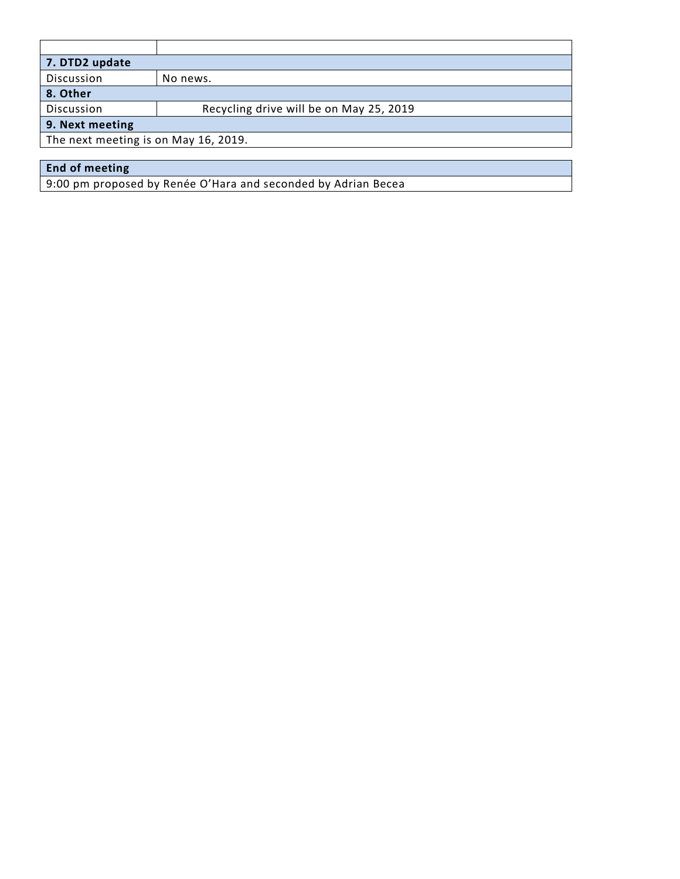| | |
|---|---|
| **7. DTD2 update** | |
| Discussion | No news. |
| **8. Other** | |
| Discussion | Recycling drive will be on May 25, 2019 |
| **9. Next meeting** | |
| The next meeting is on May 16, 2019. | |

| **End of meeting** |
|---|
| 9:00 pm proposed by Renée O’Hara and seconded by Adrian Becea |